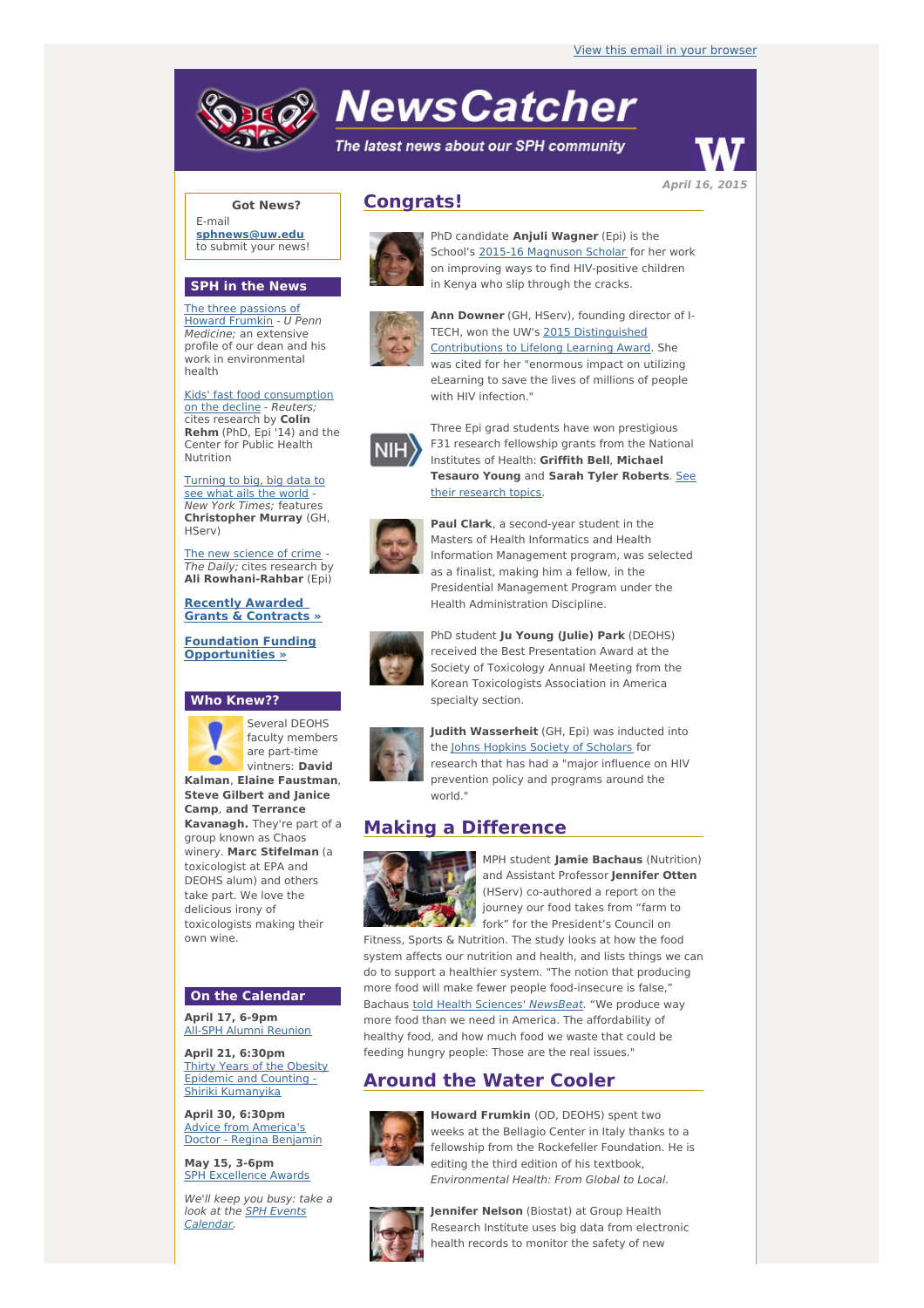View this email in your browser

# NewsCatcher

*The latest news about our SPH community*

*April 16, 2015*

**Got News?**
E-mail
**sphnews@uw.edu**
to submit your news!

## SPH in the News

The three passions of Howard Frumkin - *U Penn Medicine;* an extensive profile of our dean and his work in environmental health

Kids' fast food consumption on the decline - *Reuters;* cites research by **Colin Rehm** (PhD, Epi '14) and the Center for Public Health Nutrition

Turning to big, big data to see what ails the world - *New York Times;* features **Christopher Murray** (GH, HServ)

The new science of crime - *The Daily;* cites research by **Ali Rowhani-Rahbar** (Epi)

**Recently Awarded Grants & Contracts »**

**Foundation Funding Opportunities »**

## Who Knew??

Several DEOHS faculty members are part-time vintners: **David Kalman**, **Elaine Faustman**, **Steve Gilbert and Janice Camp**, **and Terrance Kavanagh.** They're part of a group known as Chaos winery. **Marc Stifelman** (a toxicologist at EPA and DEOHS alum) and others take part. We love the delicious irony of toxicologists making their own wine.

## On the Calendar

**April 17, 6-9pm**
All-SPH Alumni Reunion

**April 21, 6:30pm**
Thirty Years of the Obesity Epidemic and Counting - Shiriki Kumanyika

**April 30, 6:30pm**
Advice from America's Doctor - Regina Benjamin

**May 15, 3-6pm**
SPH Excellence Awards

*We'll keep you busy: take a look at the SPH Events Calendar.*

## Congrats!

PhD candidate **Anjuli Wagner** (Epi) is the School's 2015-16 Magnuson Scholar for her work on improving ways to find HIV-positive children in Kenya who slip through the cracks.

**Ann Downer** (GH, HServ), founding director of I-TECH, won the UW's 2015 Distinguished Contributions to Lifelong Learning Award. She was cited for her "enormous impact on utilizing eLearning to save the lives of millions of people with HIV infection."

Three Epi grad students have won prestigious F31 research fellowship grants from the National Institutes of Health: **Griffith Bell**, **Michael Tesauro Young** and **Sarah Tyler Roberts**. See their research topics.

**Paul Clark**, a second-year student in the Masters of Health Informatics and Health Information Management program, was selected as a finalist, making him a fellow, in the Presidential Management Program under the Health Administration Discipline.

PhD student **Ju Young (Julie) Park** (DEOHS) received the Best Presentation Award at the Society of Toxicology Annual Meeting from the Korean Toxicologists Association in America specialty section.

**Judith Wasserheit** (GH, Epi) was inducted into the Johns Hopkins Society of Scholars for research that has had a "major influence on HIV prevention policy and programs around the world."

## Making a Difference

MPH student **Jamie Bachaus** (Nutrition) and Assistant Professor **Jennifer Otten** (HServ) co-authored a report on the journey our food takes from "farm to fork" for the President's Council on Fitness, Sports & Nutrition. The study looks at how the food system affects our nutrition and health, and lists things we can do to support a healthier system. "The notion that producing more food will make fewer people food-insecure is false," Bachaus told Health Sciences' *NewsBeat*. "We produce way more food than we need in America. The affordability of healthy food, and how much food we waste that could be feeding hungry people: Those are the real issues."

## Around the Water Cooler

**Howard Frumkin** (OD, DEOHS) spent two weeks at the Bellagio Center in Italy thanks to a fellowship from the Rockefeller Foundation. He is editing the third edition of his textbook, *Environmental Health: From Global to Local*.

**Jennifer Nelson** (Biostat) at Group Health Research Institute uses big data from electronic health records to monitor the safety of new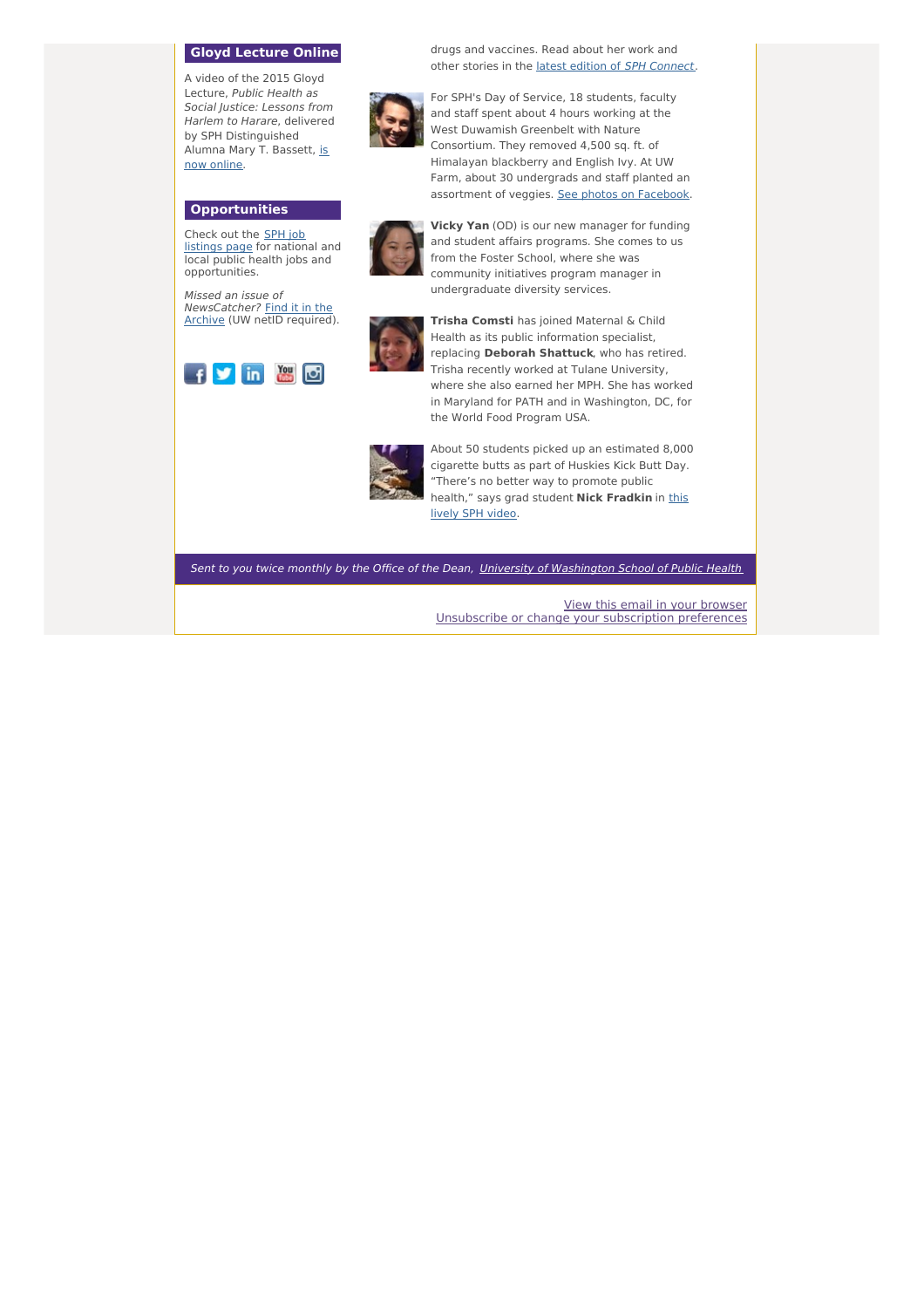## Gloyd Lecture Online

A video of the 2015 Gloyd Lecture, *Public Health as Social Justice: Lessons from Harlem to Harare*, delivered by SPH Distinguished Alumna Mary T. Bassett, is now online.

## Opportunities

Check out the SPH job listings page for national and local public health jobs and opportunities.

*Missed an issue of NewsCatcher?* Find it in the Archive (UW netID required).

drugs and vaccines. Read about her work and other stories in the latest edition of *SPH Connect*.

For SPH's Day of Service, 18 students, faculty and staff spent about 4 hours working at the West Duwamish Greenbelt with Nature Consortium. They removed 4,500 sq. ft. of Himalayan blackberry and English Ivy. At UW Farm, about 30 undergrads and staff planted an assortment of veggies. See photos on Facebook.

**Vicky Yan** (OD) is our new manager for funding and student affairs programs. She comes to us from the Foster School, where she was community initiatives program manager in undergraduate diversity services.

**Trisha Comsti** has joined Maternal & Child Health as its public information specialist, replacing **Deborah Shattuck**, who has retired. Trisha recently worked at Tulane University, where she also earned her MPH. She has worked in Maryland for PATH and in Washington, DC, for the World Food Program USA.

About 50 students picked up an estimated 8,000 cigarette butts as part of Huskies Kick Butt Day. "There's no better way to promote public health," says grad student **Nick Fradkin** in this lively SPH video.

*Sent to you twice monthly by the Office of the Dean, University of Washington School of Public Health*

View this email in your browser
Unsubscribe or change your subscription preferences